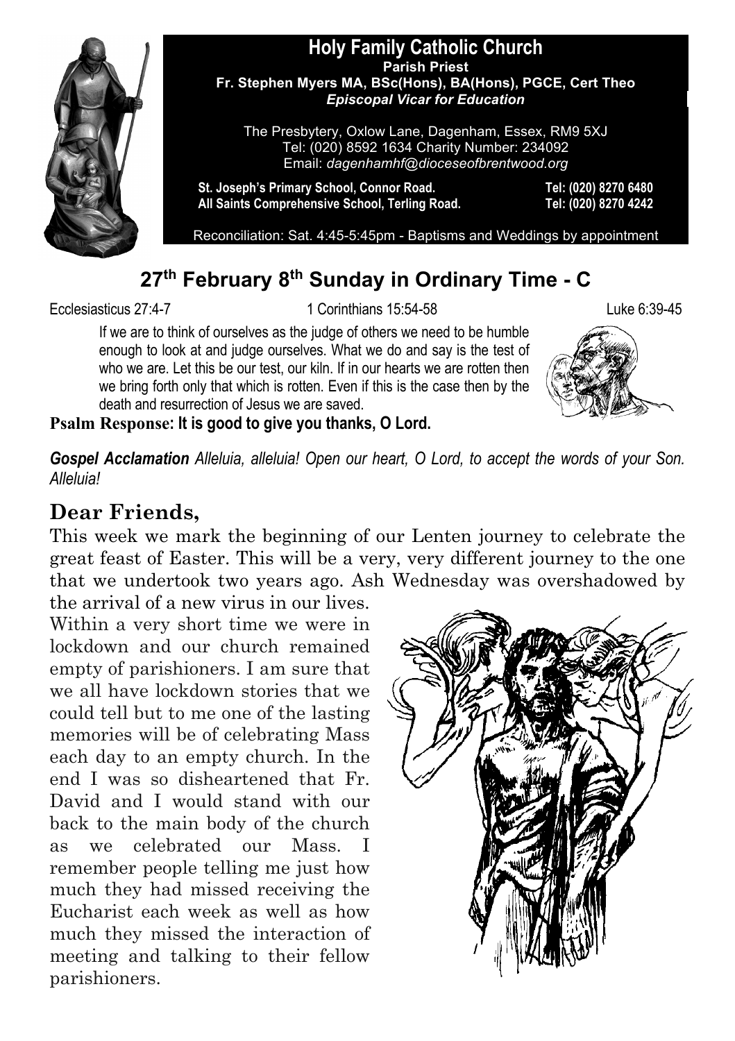# Holy Family Catholic Church

**Parish Priest**
**Fr. Stephen Myers MA, BSc(Hons), BA(Hons), PGCE, Cert Theo**
***Episcopal Vicar for Education***

The Presbytery, Oxlow Lane, Dagenham, Essex, RM9 5XJ
Tel: (020) 8592 1634 Charity Number: 234092
Email: *dagenhamhf@dioceseofbrentwood.org*

**St. Joseph's Primary School, Connor Road.** **Tel: (020) 8270 6480**
**All Saints Comprehensive School, Terling Road.** **Tel: (020) 8270 4242**

Reconciliation: Sat. 4:45-5:45pm - Baptisms and Weddings by appointment

## 27th February 8th Sunday in Ordinary Time - C

Ecclesiasticus 27:4-7 | 1 Corinthians 15:54-58 | Luke 6:39-45

If we are to think of ourselves as the judge of others we need to be humble enough to look at and judge ourselves. What we do and say is the test of who we are. Let this be our test, our kiln. If in our hearts we are rotten then we bring forth only that which is rotten. Even if this is the case then by the death and resurrection of Jesus we are saved.

**Psalm Response: It is good to give you thanks, O Lord.**

***Gospel Acclamation*** *Alleluia, alleluia! Open our heart, O Lord, to accept the words of your Son. Alleluia!*

## Dear Friends,

This week we mark the beginning of our Lenten journey to celebrate the great feast of Easter. This will be a very, very different journey to the one that we undertook two years ago. Ash Wednesday was overshadowed by the arrival of a new virus in our lives. Within a very short time we were in lockdown and our church remained empty of parishioners. I am sure that we all have lockdown stories that we could tell but to me one of the lasting memories will be of celebrating Mass each day to an empty church. In the end I was so disheartened that Fr. David and I would stand with our back to the main body of the church as we celebrated our Mass. I remember people telling me just how much they had missed receiving the Eucharist each week as well as how much they missed the interaction of meeting and talking to their fellow parishioners.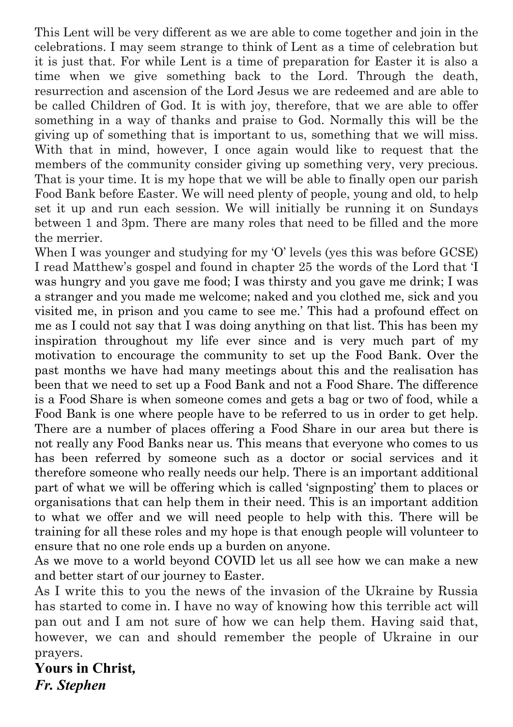This Lent will be very different as we are able to come together and join in the celebrations. I may seem strange to think of Lent as a time of celebration but it is just that. For while Lent is a time of preparation for Easter it is also a time when we give something back to the Lord. Through the death, resurrection and ascension of the Lord Jesus we are redeemed and are able to be called Children of God. It is with joy, therefore, that we are able to offer something in a way of thanks and praise to God. Normally this will be the giving up of something that is important to us, something that we will miss. With that in mind, however, I once again would like to request that the members of the community consider giving up something very, very precious. That is your time. It is my hope that we will be able to finally open our parish Food Bank before Easter. We will need plenty of people, young and old, to help set it up and run each session. We will initially be running it on Sundays between 1 and 3pm. There are many roles that need to be filled and the more the merrier.

When I was younger and studying for my 'O' levels (yes this was before GCSE) I read Matthew's gospel and found in chapter 25 the words of the Lord that 'I was hungry and you gave me food; I was thirsty and you gave me drink; I was a stranger and you made me welcome; naked and you clothed me, sick and you visited me, in prison and you came to see me.' This had a profound effect on me as I could not say that I was doing anything on that list. This has been my inspiration throughout my life ever since and is very much part of my motivation to encourage the community to set up the Food Bank. Over the past months we have had many meetings about this and the realisation has been that we need to set up a Food Bank and not a Food Share. The difference is a Food Share is when someone comes and gets a bag or two of food, while a Food Bank is one where people have to be referred to us in order to get help. There are a number of places offering a Food Share in our area but there is not really any Food Banks near us. This means that everyone who comes to us has been referred by someone such as a doctor or social services and it therefore someone who really needs our help. There is an important additional part of what we will be offering which is called 'signposting' them to places or organisations that can help them in their need. This is an important addition to what we offer and we will need people to help with this. There will be training for all these roles and my hope is that enough people will volunteer to ensure that no one role ends up a burden on anyone.

As we move to a world beyond COVID let us all see how we can make a new and better start of our journey to Easter.

As I write this to you the news of the invasion of the Ukraine by Russia has started to come in. I have no way of knowing how this terrible act will pan out and I am not sure of how we can help them. Having said that, however, we can and should remember the people of Ukraine in our prayers.

**Yours in Christ,**
***Fr. Stephen***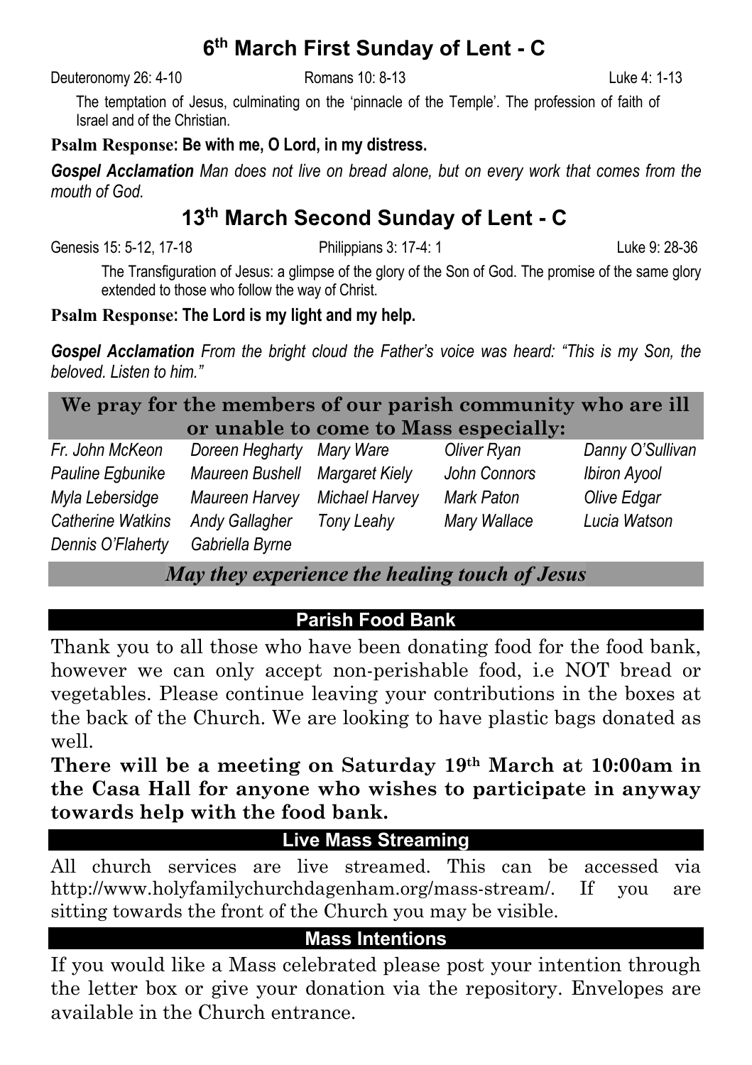## 6th March First Sunday of Lent - C

Deuteronomy 26: 4-10 Romans 10: 8-13 Luke 4: 1-13

The temptation of Jesus, culminating on the 'pinnacle of the Temple'. The profession of faith of Israel and of the Christian.

**Psalm Response: Be with me, O Lord, in my distress.**

***Gospel Acclamation*** *Man does not live on bread alone, but on every work that comes from the mouth of God.*

## 13th March Second Sunday of Lent - C

Genesis 15: 5-12, 17-18 Philippians 3: 17-4: 1 Luke 9: 28-36

The Transfiguration of Jesus: a glimpse of the glory of the Son of God. The promise of the same glory extended to those who follow the way of Christ.

**Psalm Response: The Lord is my light and my help.**

***Gospel Acclamation*** *From the bright cloud the Father's voice was heard: "This is my Son, the beloved. Listen to him."*

### We pray for the members of our parish community who are ill or unable to come to Mass especially:

| | | | | |
|---|---|---|---|---|
| *Fr. John McKeon* | *Doreen Hegharty* | *Mary Ware* | *Oliver Ryan* | *Danny O'Sullivan* |
| *Pauline Egbunike* | *Maureen Bushell* | *Margaret Kiely* | *John Connors* | *Ibiron Ayool* |
| *Myla Lebersidge* | *Maureen Harvey* | *Michael Harvey* | *Mark Paton* | *Olive Edgar* |
| *Catherine Watkins* | *Andy Gallagher* | *Tony Leahy* | *Mary Wallace* | *Lucia Watson* |
| *Dennis O'Flaherty* | *Gabriella Byrne* | | | |

***May they experience the healing touch of Jesus***

### Parish Food Bank

Thank you to all those who have been donating food for the food bank, however we can only accept non-perishable food, i.e NOT bread or vegetables. Please continue leaving your contributions in the boxes at the back of the Church. We are looking to have plastic bags donated as well.

**There will be a meeting on Saturday 19th March at 10:00am in the Casa Hall for anyone who wishes to participate in anyway towards help with the food bank.**

### Live Mass Streaming

All church services are live streamed. This can be accessed via http://www.holyfamilychurchdagenham.org/mass-stream/. If you are sitting towards the front of the Church you may be visible.

### Mass Intentions

If you would like a Mass celebrated please post your intention through the letter box or give your donation via the repository. Envelopes are available in the Church entrance.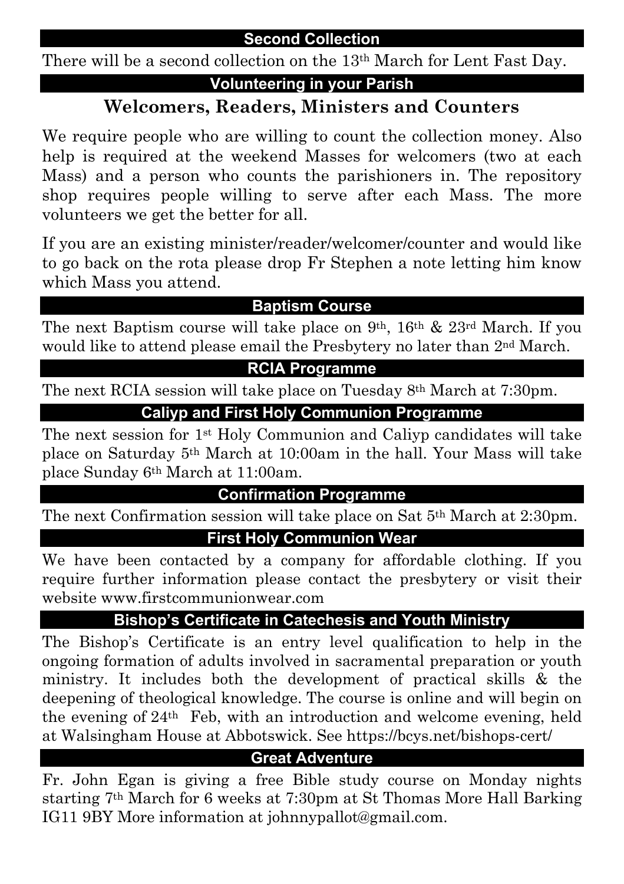## Second Collection

There will be a second collection on the 13th March for Lent Fast Day.

## Volunteering in your Parish

### Welcomers, Readers, Ministers and Counters

We require people who are willing to count the collection money. Also help is required at the weekend Masses for welcomers (two at each Mass) and a person who counts the parishioners in. The repository shop requires people willing to serve after each Mass. The more volunteers we get the better for all.

If you are an existing minister/reader/welcomer/counter and would like to go back on the rota please drop Fr Stephen a note letting him know which Mass you attend.

## Baptism Course

The next Baptism course will take place on 9th, 16th & 23rd March. If you would like to attend please email the Presbytery no later than 2nd March.

## RCIA Programme

The next RCIA session will take place on Tuesday 8th March at 7:30pm.

## Caliyp and First Holy Communion Programme

The next session for 1st Holy Communion and Caliyp candidates will take place on Saturday 5th March at 10:00am in the hall. Your Mass will take place Sunday 6th March at 11:00am.

## Confirmation Programme

The next Confirmation session will take place on Sat 5th March at 2:30pm.

## First Holy Communion Wear

We have been contacted by a company for affordable clothing. If you require further information please contact the presbytery or visit their website www.firstcommunionwear.com

## Bishop's Certificate in Catechesis and Youth Ministry

The Bishop's Certificate is an entry level qualification to help in the ongoing formation of adults involved in sacramental preparation or youth ministry. It includes both the development of practical skills & the deepening of theological knowledge. The course is online and will begin on the evening of 24th Feb, with an introduction and welcome evening, held at Walsingham House at Abbotswick. See https://bcys.net/bishops-cert/

## Great Adventure

Fr. John Egan is giving a free Bible study course on Monday nights starting 7th March for 6 weeks at 7:30pm at St Thomas More Hall Barking IG11 9BY More information at johnnypallot@gmail.com.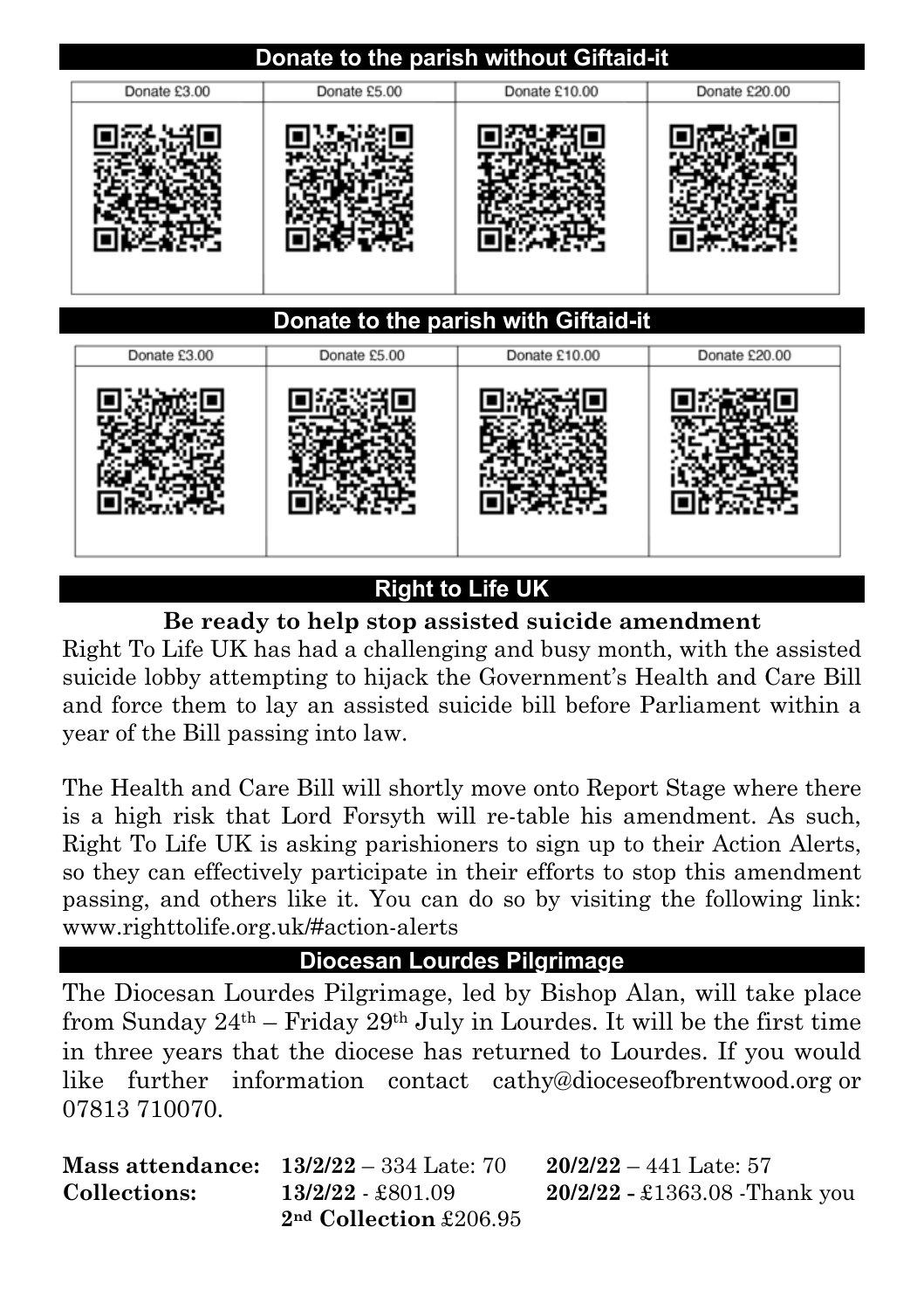## Donate to the parish without Giftaid-it

| Donate £3.00 | Donate £5.00 | Donate £10.00 | Donate £20.00 |
|---|---|---|---|
| | | | |

## Donate to the parish with Giftaid-it

| Donate £3.00 | Donate £5.00 | Donate £10.00 | Donate £20.00 |
|---|---|---|---|
| | | | |

## Right to Life UK

**Be ready to help stop assisted suicide amendment**

Right To Life UK has had a challenging and busy month, with the assisted suicide lobby attempting to hijack the Government's Health and Care Bill and force them to lay an assisted suicide bill before Parliament within a year of the Bill passing into law.

The Health and Care Bill will shortly move onto Report Stage where there is a high risk that Lord Forsyth will re-table his amendment. As such, Right To Life UK is asking parishioners to sign up to their Action Alerts, so they can effectively participate in their efforts to stop this amendment passing, and others like it. You can do so by visiting the following link: www.righttolife.org.uk/#action-alerts

## Diocesan Lourdes Pilgrimage

The Diocesan Lourdes Pilgrimage, led by Bishop Alan, will take place from Sunday 24th – Friday 29th July in Lourdes. It will be the first time in three years that the diocese has returned to Lourdes. If you would like further information contact cathy@dioceseofbrentwood.org or 07813 710070.

**Mass attendance:** **13/2/22** – 334 Late: 70 **20/2/22** – 441 Late: 57

**Collections:** **13/2/22** - £801.09 **2nd Collection** £206.95 **20/2/22 -** £1363.08 -Thank you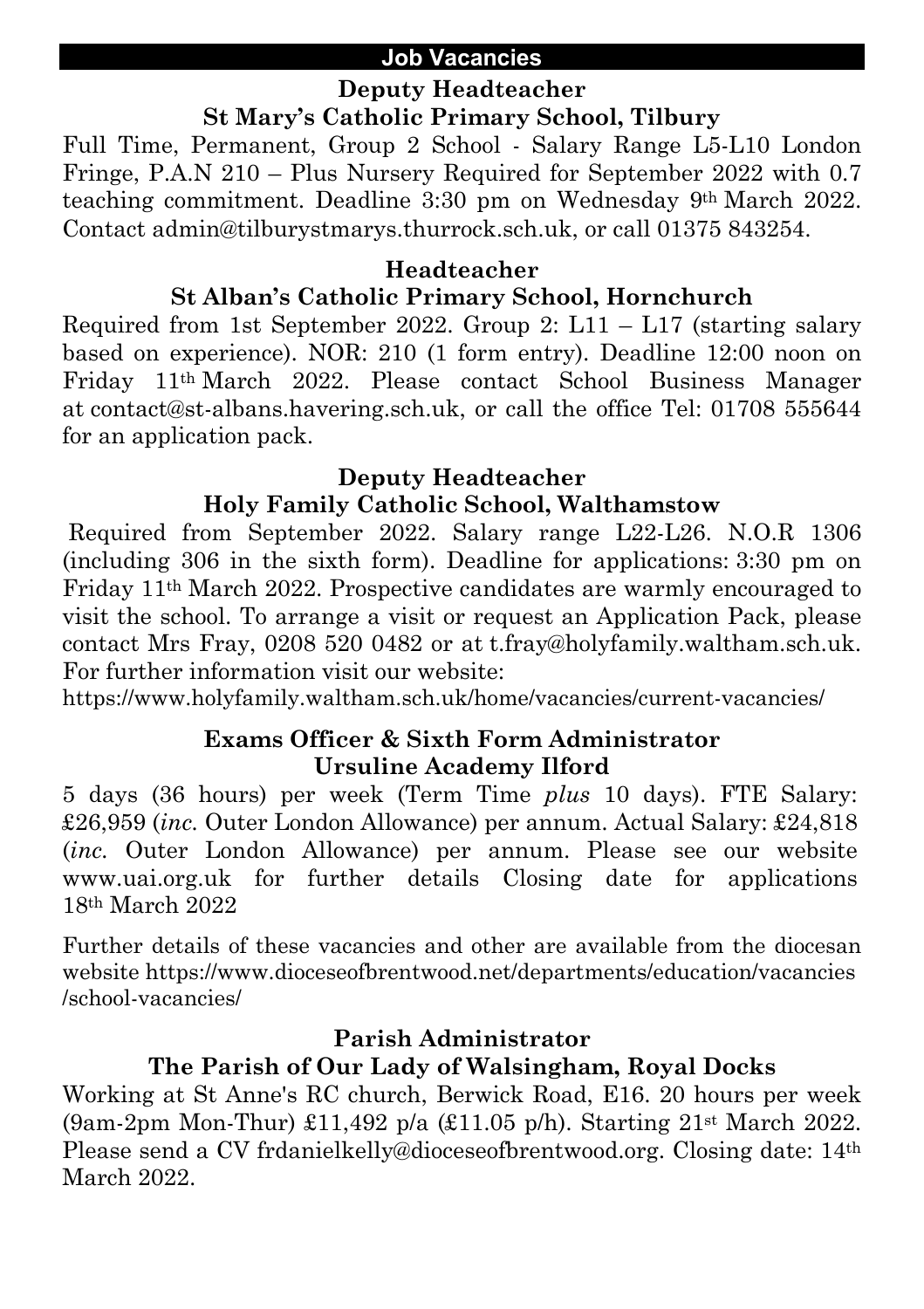## Job Vacancies

### Deputy Headteacher
### St Mary's Catholic Primary School, Tilbury

Full Time, Permanent, Group 2 School - Salary Range L5-L10 London Fringe, P.A.N 210 – Plus Nursery Required for September 2022 with 0.7 teaching commitment. Deadline 3:30 pm on Wednesday 9th March 2022. Contact admin@tilburystmarys.thurrock.sch.uk, or call 01375 843254.

### Headteacher
### St Alban's Catholic Primary School, Hornchurch

Required from 1st September 2022. Group 2: L11 – L17 (starting salary based on experience). NOR: 210 (1 form entry). Deadline 12:00 noon on Friday 11th March 2022. Please contact School Business Manager at contact@st-albans.havering.sch.uk, or call the office Tel: 01708 555644 for an application pack.

### Deputy Headteacher
### Holy Family Catholic School, Walthamstow

Required from September 2022. Salary range L22-L26. N.O.R 1306 (including 306 in the sixth form). Deadline for applications: 3:30 pm on Friday 11th March 2022. Prospective candidates are warmly encouraged to visit the school. To arrange a visit or request an Application Pack, please contact Mrs Fray, 0208 520 0482 or at t.fray@holyfamily.waltham.sch.uk. For further information visit our website:
https://www.holyfamily.waltham.sch.uk/home/vacancies/current-vacancies/

### Exams Officer & Sixth Form Administrator
### Ursuline Academy Ilford

5 days (36 hours) per week (Term Time *plus* 10 days). FTE Salary: £26,959 (*inc.* Outer London Allowance) per annum. Actual Salary: £24,818 (*inc.* Outer London Allowance) per annum. Please see our website www.uai.org.uk for further details Closing date for applications 18th March 2022

Further details of these vacancies and other are available from the diocesan website https://www.dioceseofbrentwood.net/departments/education/vacancies/school-vacancies/

### Parish Administrator
### The Parish of Our Lady of Walsingham, Royal Docks

Working at St Anne's RC church, Berwick Road, E16. 20 hours per week (9am-2pm Mon-Thur) £11,492 p/a (£11.05 p/h). Starting 21st March 2022. Please send a CV frdanielkelly@dioceseofbrentwood.org. Closing date: 14th March 2022.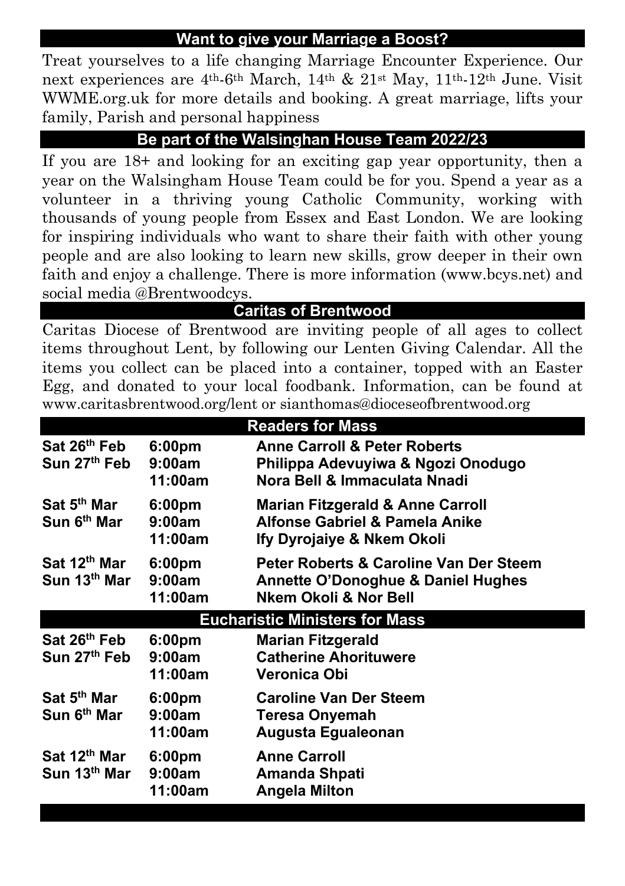## Want to give your Marriage a Boost?

Treat yourselves to a life changing Marriage Encounter Experience. Our next experiences are 4th-6th March, 14th & 21st May, 11th-12th June. Visit WWME.org.uk for more details and booking. A great marriage, lifts your family, Parish and personal happiness

## Be part of the Walsinghan House Team 2022/23

If you are 18+ and looking for an exciting gap year opportunity, then a year on the Walsingham House Team could be for you. Spend a year as a volunteer in a thriving young Catholic Community, working with thousands of young people from Essex and East London. We are looking for inspiring individuals who want to share their faith with other young people and are also looking to learn new skills, grow deeper in their own faith and enjoy a challenge. There is more information (www.bcys.net) and social media @Brentwoodcys.

## Caritas of Brentwood

Caritas Diocese of Brentwood are inviting people of all ages to collect items throughout Lent, by following our Lenten Giving Calendar. All the items you collect can be placed into a container, topped with an Easter Egg, and donated to your local foodbank. Information, can be found at www.caritasbrentwood.org/lent or sianthomas@dioceseofbrentwood.org

## Readers for Mass

| | | |
|---|---|---|
| **Sat 26th Feb** | **6:00pm** | **Anne Carroll & Peter Roberts** |
| **Sun 27th Feb** | **9:00am** | **Philippa Adevuyiwa & Ngozi Onodugo** |
| | **11:00am** | **Nora Bell & Immaculata Nnadi** |
| **Sat 5th Mar** | **6:00pm** | **Marian Fitzgerald & Anne Carroll** |
| **Sun 6th Mar** | **9:00am** | **Alfonse Gabriel & Pamela Anike** |
| | **11:00am** | **Ify Dyrojaiye & Nkem Okoli** |
| **Sat 12th Mar** | **6:00pm** | **Peter Roberts & Caroline Van Der Steem** |
| **Sun 13th Mar** | **9:00am** | **Annette O'Donoghue & Daniel Hughes** |
| | **11:00am** | **Nkem Okoli & Nor Bell** |

## Eucharistic Ministers for Mass

| | | |
|---|---|---|
| **Sat 26th Feb** | **6:00pm** | **Marian Fitzgerald** |
| **Sun 27th Feb** | **9:00am** | **Catherine Ahorituwere** |
| | **11:00am** | **Veronica Obi** |
| **Sat 5th Mar** | **6:00pm** | **Caroline Van Der Steem** |
| **Sun 6th Mar** | **9:00am** | **Teresa Onyemah** |
| | **11:00am** | **Augusta Egualeonan** |
| **Sat 12th Mar** | **6:00pm** | **Anne Carroll** |
| **Sun 13th Mar** | **9:00am** | **Amanda Shpati** |
| | **11:00am** | **Angela Milton** |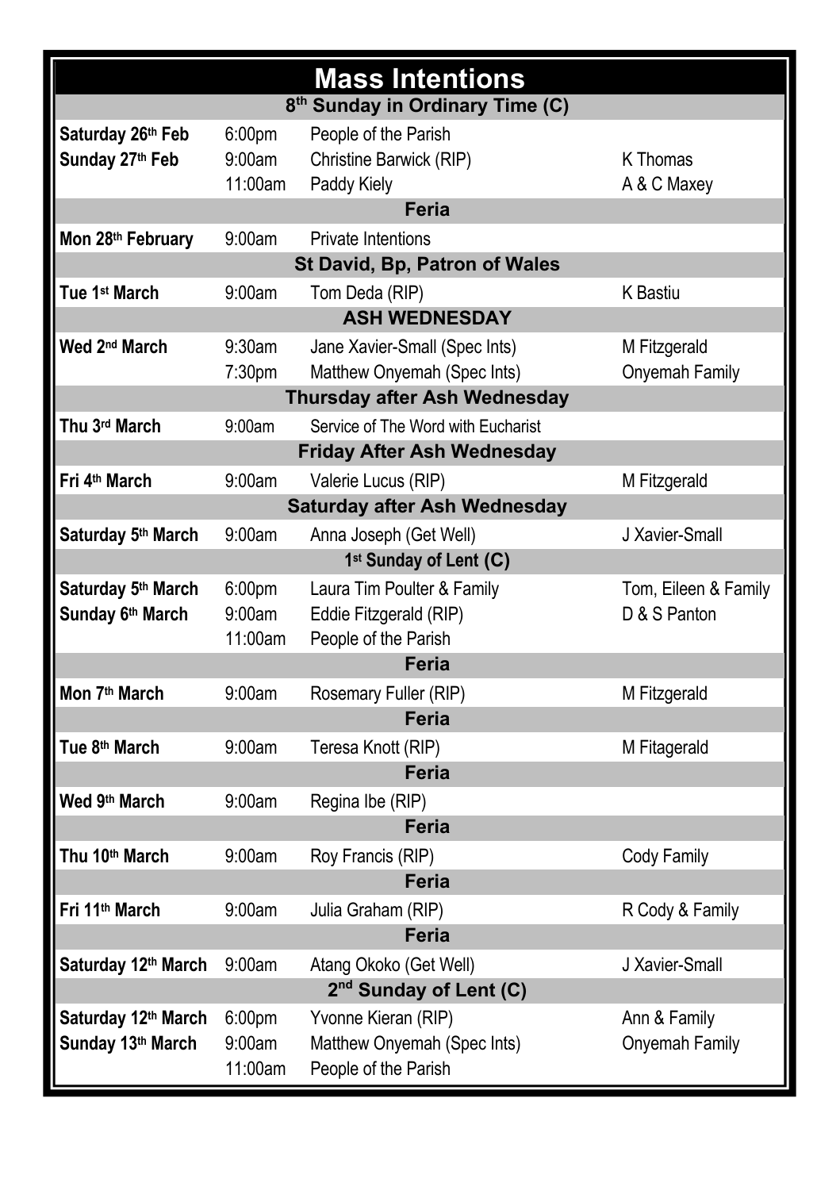# Mass Intentions

| | | | |
|---|---|---|---|
| **8th Sunday in Ordinary Time (C)** | | | |
| **Saturday 26th Feb** | 6:00pm | People of the Parish | |
| **Sunday 27th Feb** | 9:00am | Christine Barwick (RIP) | K Thomas |
| | 11:00am | Paddy Kiely | A & C Maxey |
| **Feria** | | | |
| **Mon 28th February** | 9:00am | Private Intentions | |
| **St David, Bp, Patron of Wales** | | | |
| **Tue 1st March** | 9:00am | Tom Deda (RIP) | K Bastiu |
| **ASH WEDNESDAY** | | | |
| **Wed 2nd March** | 9:30am | Jane Xavier-Small (Spec Ints) | M Fitzgerald |
| | 7:30pm | Matthew Onyemah (Spec Ints) | Onyemah Family |
| **Thursday after Ash Wednesday** | | | |
| **Thu 3rd March** | 9:00am | Service of The Word with Eucharist | |
| **Friday After Ash Wednesday** | | | |
| **Fri 4th March** | 9:00am | Valerie Lucus (RIP) | M Fitzgerald |
| **Saturday after Ash Wednesday** | | | |
| **Saturday 5th March** | 9:00am | Anna Joseph (Get Well) | J Xavier-Small |
| **1st Sunday of Lent (C)** | | | |
| **Saturday 5th March** | 6:00pm | Laura Tim Poulter & Family | Tom, Eileen & Family |
| **Sunday 6th March** | 9:00am | Eddie Fitzgerald (RIP) | D & S Panton |
| | 11:00am | People of the Parish | |
| **Feria** | | | |
| **Mon 7th March** | 9:00am | Rosemary Fuller (RIP) | M Fitzgerald |
| **Feria** | | | |
| **Tue 8th March** | 9:00am | Teresa Knott (RIP) | M Fitagerald |
| **Feria** | | | |
| **Wed 9th March** | 9:00am | Regina Ibe (RIP) | |
| **Feria** | | | |
| **Thu 10th March** | 9:00am | Roy Francis (RIP) | Cody Family |
| **Feria** | | | |
| **Fri 11th March** | 9:00am | Julia Graham (RIP) | R Cody & Family |
| **Feria** | | | |
| **Saturday 12th March** | 9:00am | Atang Okoko (Get Well) | J Xavier-Small |
| **2nd Sunday of Lent (C)** | | | |
| **Saturday 12th March** | 6:00pm | Yvonne Kieran (RIP) | Ann & Family |
| **Sunday 13th March** | 9:00am | Matthew Onyemah (Spec Ints) | Onyemah Family |
| | 11:00am | People of the Parish | |